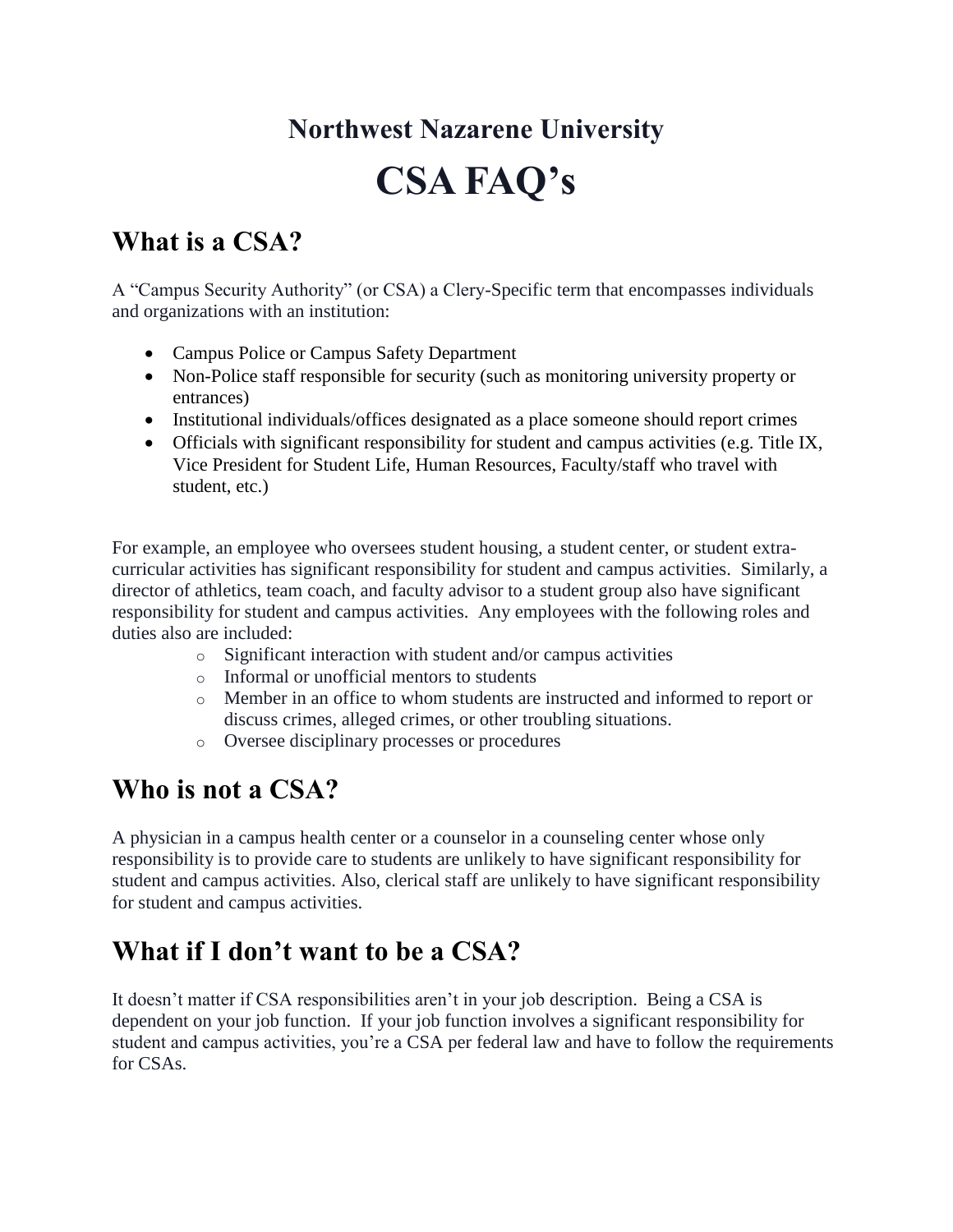# Northwest Nazarene University

# CSA FAQ's

## What is a CSA?

A "Campus Security Authority" (or CSA) a Clery-Specific term that encompasses individuals and organizations with an institution:

- Campus Police or Campus Safety Department
- Non-Police staff responsible for security (such as monitoring university property or entrances)
- Institutional individuals/offices designated as a place someone should report crimes
- Officials with significant responsibility for student and campus activities (e.g. Title IX, Vice President for Student Life, Human Resources, Faculty/staff who travel with student, etc.)

For example, an employee who oversees student housing, a student center, or student extra-curricular activities has significant responsibility for student and campus activities. Similarly, a director of athletics, team coach, and faculty advisor to a student group also have significant responsibility for student and campus activities. Any employees with the following roles and duties also are included:

- Significant interaction with student and/or campus activities
- Informal or unofficial mentors to students
- Member in an office to whom students are instructed and informed to report or discuss crimes, alleged crimes, or other troubling situations.
- Oversee disciplinary processes or procedures

## Who is not a CSA?

A physician in a campus health center or a counselor in a counseling center whose only responsibility is to provide care to students are unlikely to have significant responsibility for student and campus activities. Also, clerical staff are unlikely to have significant responsibility for student and campus activities.

## What if I don't want to be a CSA?

It doesn't matter if CSA responsibilities aren't in your job description. Being a CSA is dependent on your job function. If your job function involves a significant responsibility for student and campus activities, you're a CSA per federal law and have to follow the requirements for CSAs.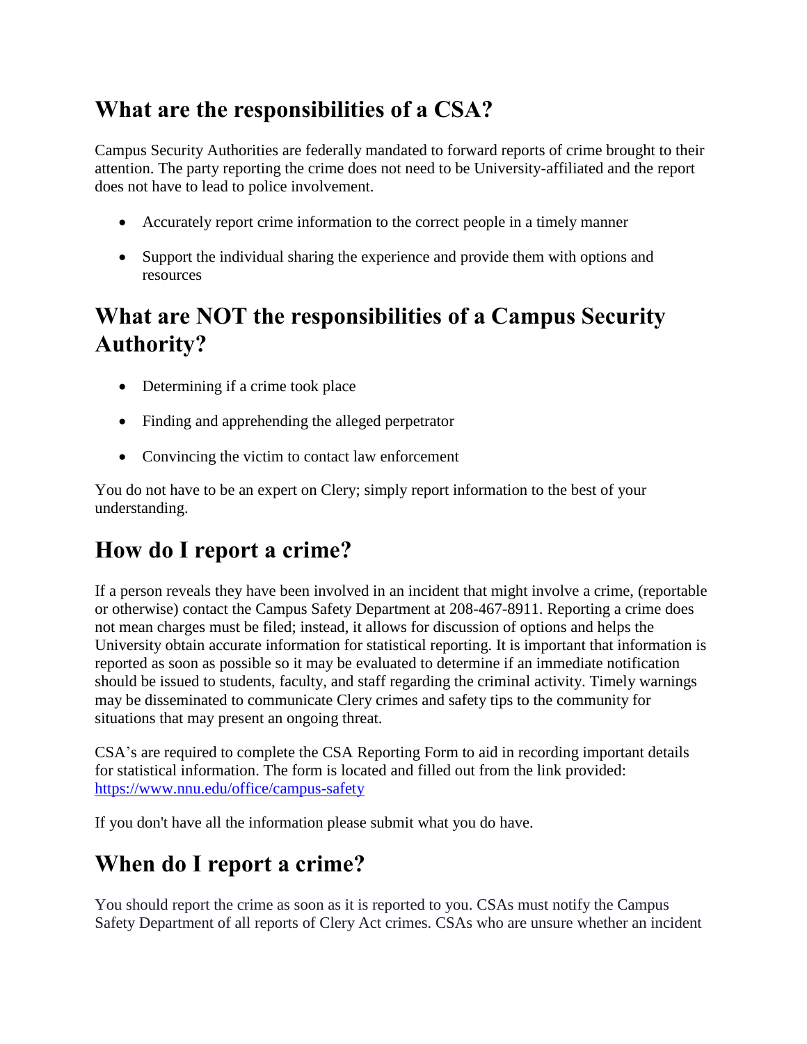## What are the responsibilities of a CSA?

Campus Security Authorities are federally mandated to forward reports of crime brought to their attention. The party reporting the crime does not need to be University-affiliated and the report does not have to lead to police involvement.

- Accurately report crime information to the correct people in a timely manner
- Support the individual sharing the experience and provide them with options and resources

## What are NOT the responsibilities of a Campus Security Authority?

- Determining if a crime took place
- Finding and apprehending the alleged perpetrator
- Convincing the victim to contact law enforcement

You do not have to be an expert on Clery; simply report information to the best of your understanding.

## How do I report a crime?

If a person reveals they have been involved in an incident that might involve a crime, (reportable or otherwise) contact the Campus Safety Department at 208-467-8911. Reporting a crime does not mean charges must be filed; instead, it allows for discussion of options and helps the University obtain accurate information for statistical reporting. It is important that information is reported as soon as possible so it may be evaluated to determine if an immediate notification should be issued to students, faculty, and staff regarding the criminal activity. Timely warnings may be disseminated to communicate Clery crimes and safety tips to the community for situations that may present an ongoing threat.

CSA's are required to complete the CSA Reporting Form to aid in recording important details for statistical information. The form is located and filled out from the link provided: [https://www.nnu.edu/office/campus-safety](https://www.nnu.edu/office/campus-safety)

If you don't have all the information please submit what you do have.

## When do I report a crime?

You should report the crime as soon as it is reported to you. CSAs must notify the Campus Safety Department of all reports of Clery Act crimes. CSAs who are unsure whether an incident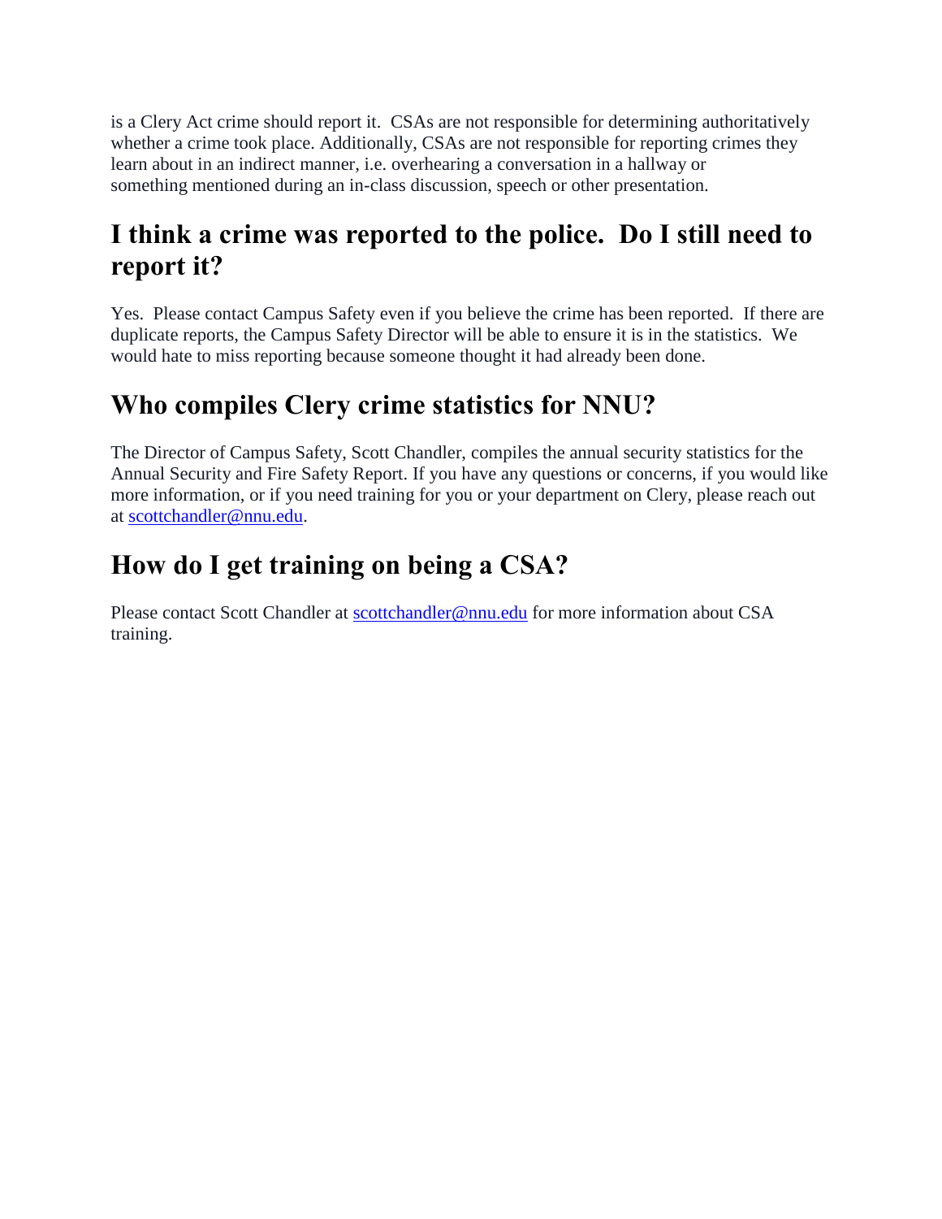is a Clery Act crime should report it. CSAs are not responsible for determining authoritatively whether a crime took place. Additionally, CSAs are not responsible for reporting crimes they learn about in an indirect manner, i.e. overhearing a conversation in a hallway or something mentioned during an in-class discussion, speech or other presentation.

## I think a crime was reported to the police. Do I still need to report it?

Yes. Please contact Campus Safety even if you believe the crime has been reported. If there are duplicate reports, the Campus Safety Director will be able to ensure it is in the statistics. We would hate to miss reporting because someone thought it had already been done.

## Who compiles Clery crime statistics for NNU?

The Director of Campus Safety, Scott Chandler, compiles the annual security statistics for the Annual Security and Fire Safety Report. If you have any questions or concerns, if you would like more information, or if you need training for you or your department on Clery, please reach out at scottchandler@nnu.edu.

## How do I get training on being a CSA?

Please contact Scott Chandler at scottchandler@nnu.edu for more information about CSA training.